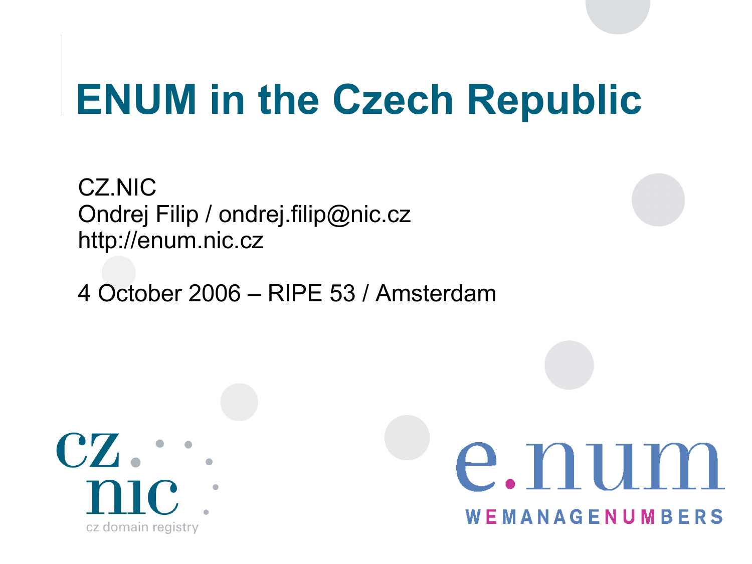# ENUM in the Czech Republic

CZ.NIC
Ondrej Filip / ondrej.filip@nic.cz
http://enum.nic.cz

4 October 2006 – RIPE 53 / Amsterdam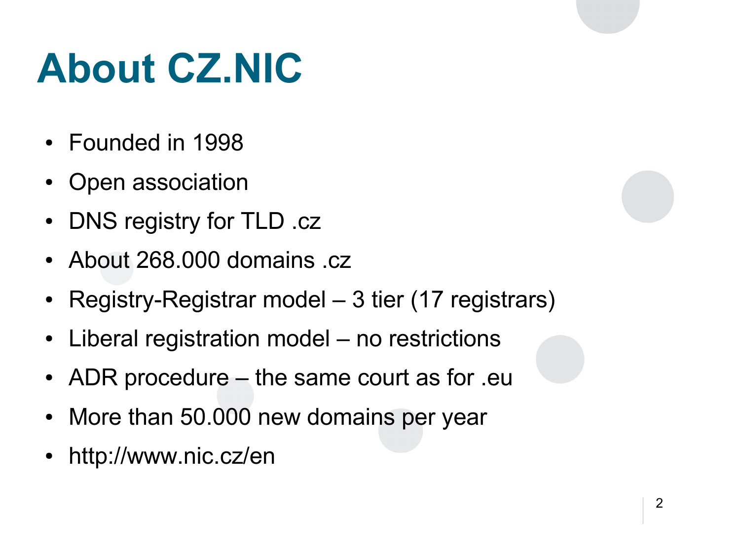# About CZ.NIC

- Founded in 1998
- Open association
- DNS registry for TLD .cz
- About 268.000 domains .cz
- Registry-Registrar model – 3 tier (17 registrars)
- Liberal registration model – no restrictions
- ADR procedure – the same court as for .eu
- More than 50.000 new domains per year
- http://www.nic.cz/en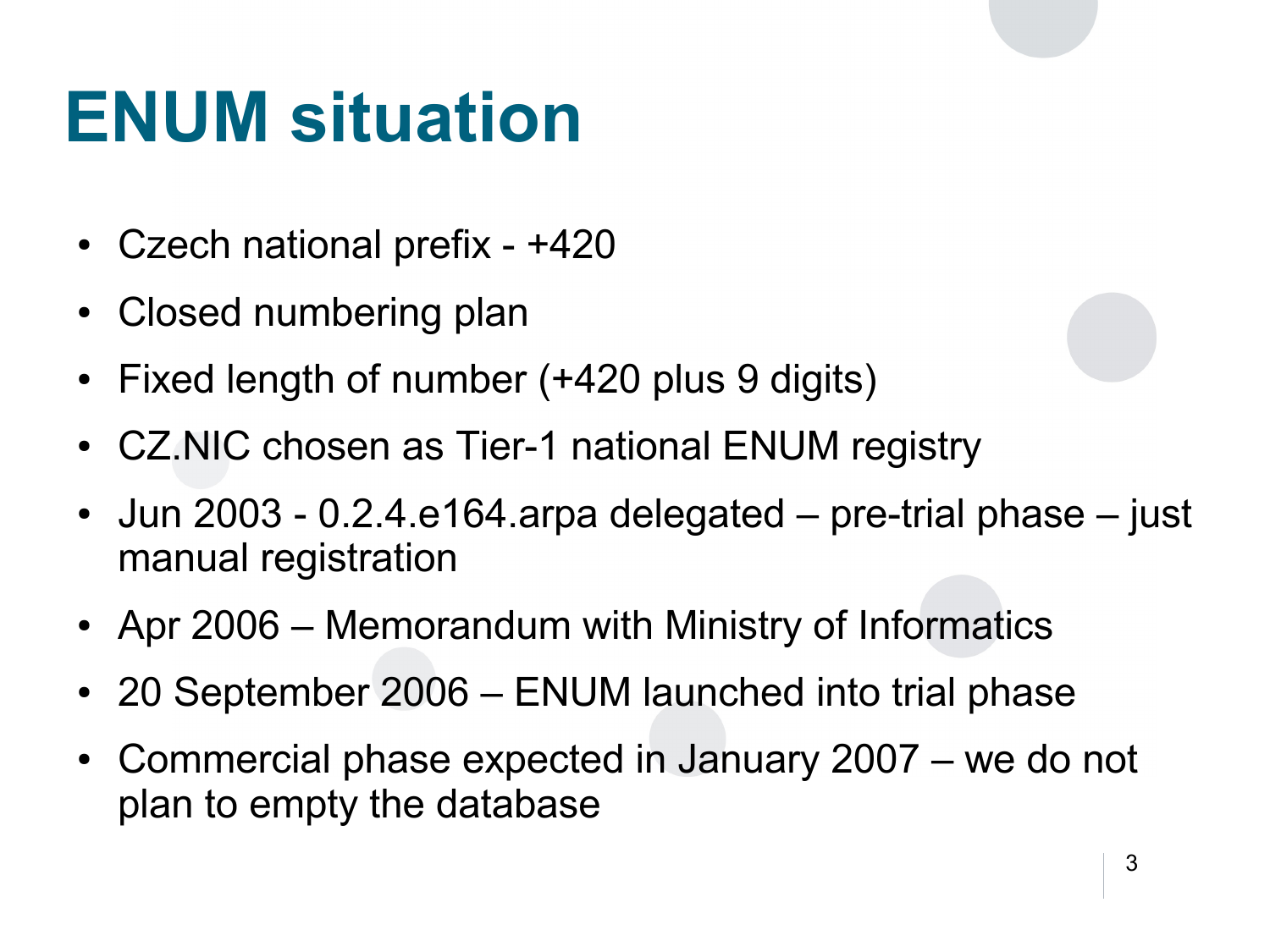# ENUM situation

- Czech national prefix - +420
- Closed numbering plan
- Fixed length of number (+420 plus 9 digits)
- CZ.NIC chosen as Tier-1 national ENUM registry
- Jun 2003 - 0.2.4.e164.arpa delegated – pre-trial phase – just manual registration
- Apr 2006 – Memorandum with Ministry of Informatics
- 20 September 2006 – ENUM launched into trial phase
- Commercial phase expected in January 2007 – we do not plan to empty the database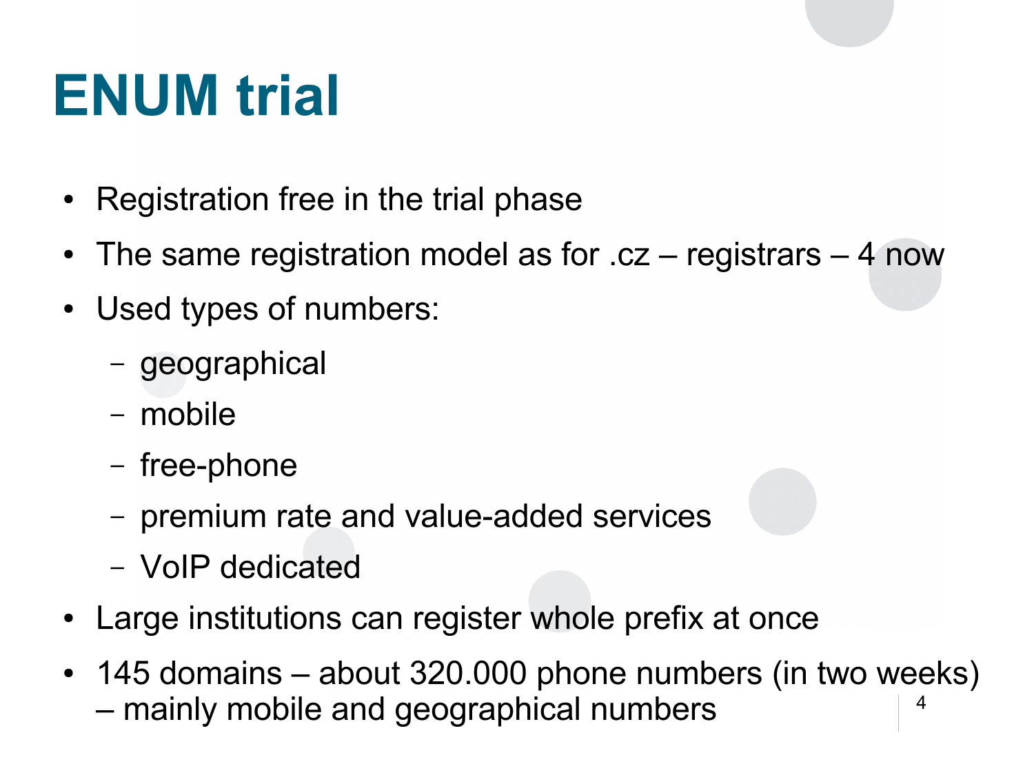# ENUM trial

- Registration free in the trial phase
- The same registration model as for .cz – registrars – 4 now
- Used types of numbers:
  - geographical
  - mobile
  - free-phone
  - premium rate and value-added services
  - VoIP dedicated
- Large institutions can register whole prefix at once
- 145 domains – about 320.000 phone numbers (in two weeks) – mainly mobile and geographical numbers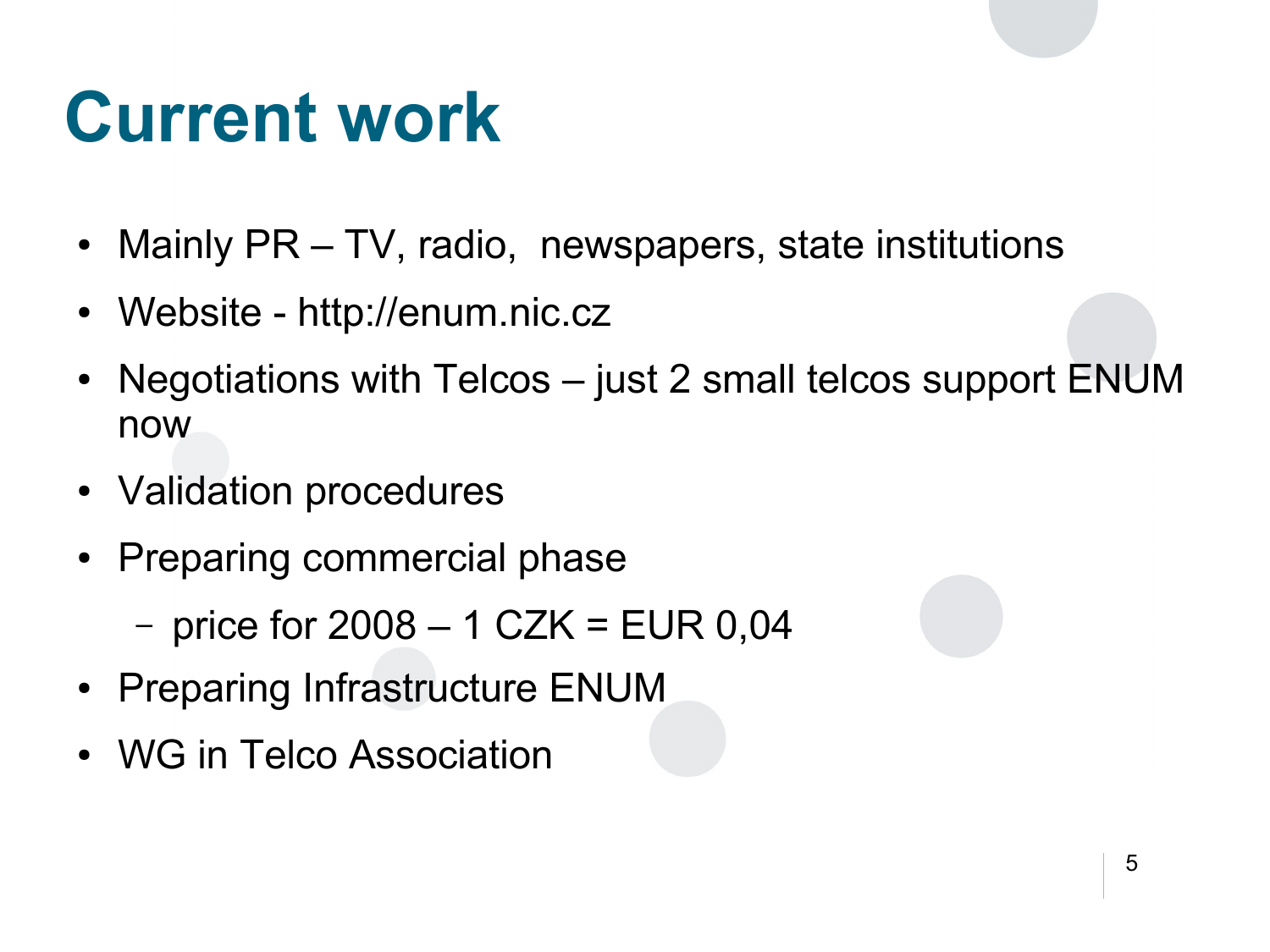# Current work

- Mainly PR – TV, radio, newspapers, state institutions
- Website - http://enum.nic.cz
- Negotiations with Telcos – just 2 small telcos support ENUM now
- Validation procedures
- Preparing commercial phase
  - price for 2008 – 1 CZK = EUR 0,04
- Preparing Infrastructure ENUM
- WG in Telco Association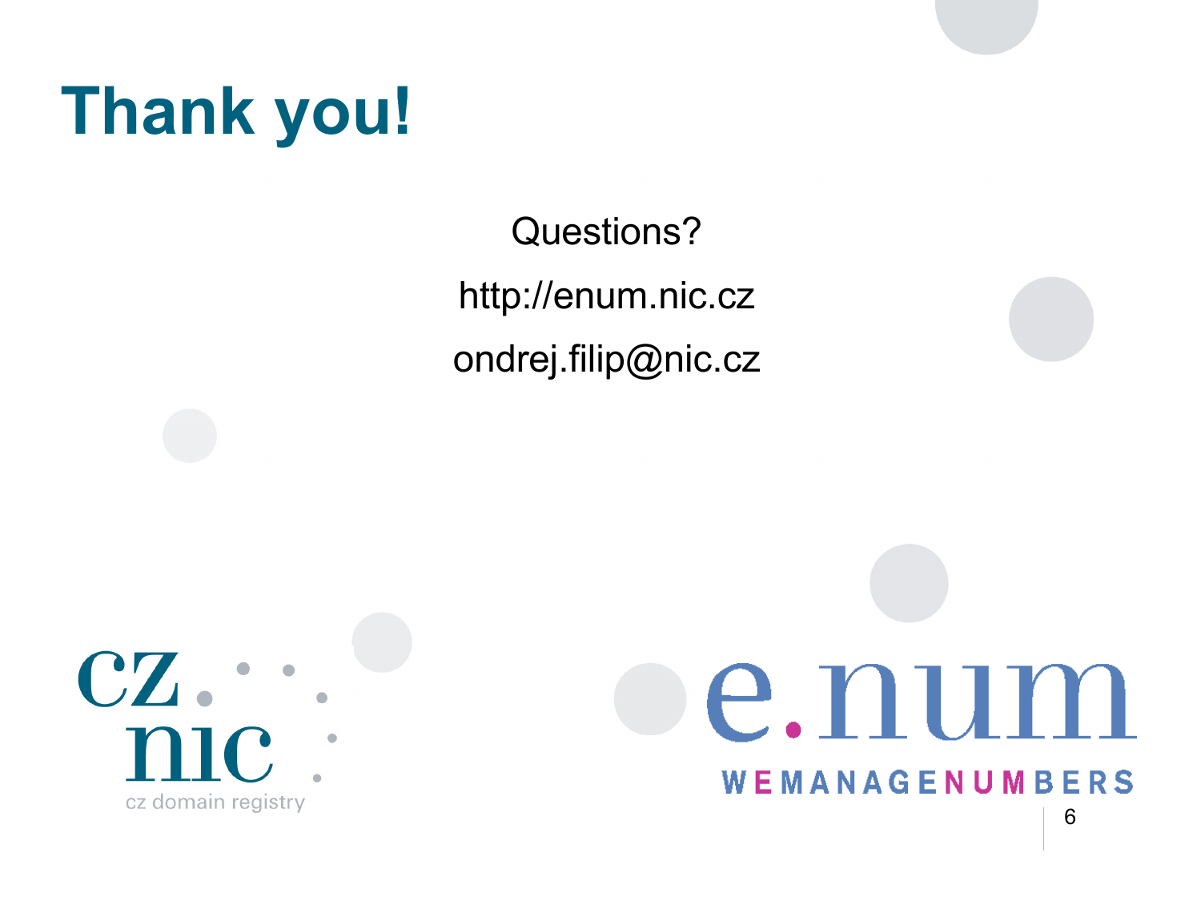# Thank you!

Questions?

http://enum.nic.cz

ondrej.filip@nic.cz

cz nic

cz domain registry

e.num

WEMANAGENUMBERS